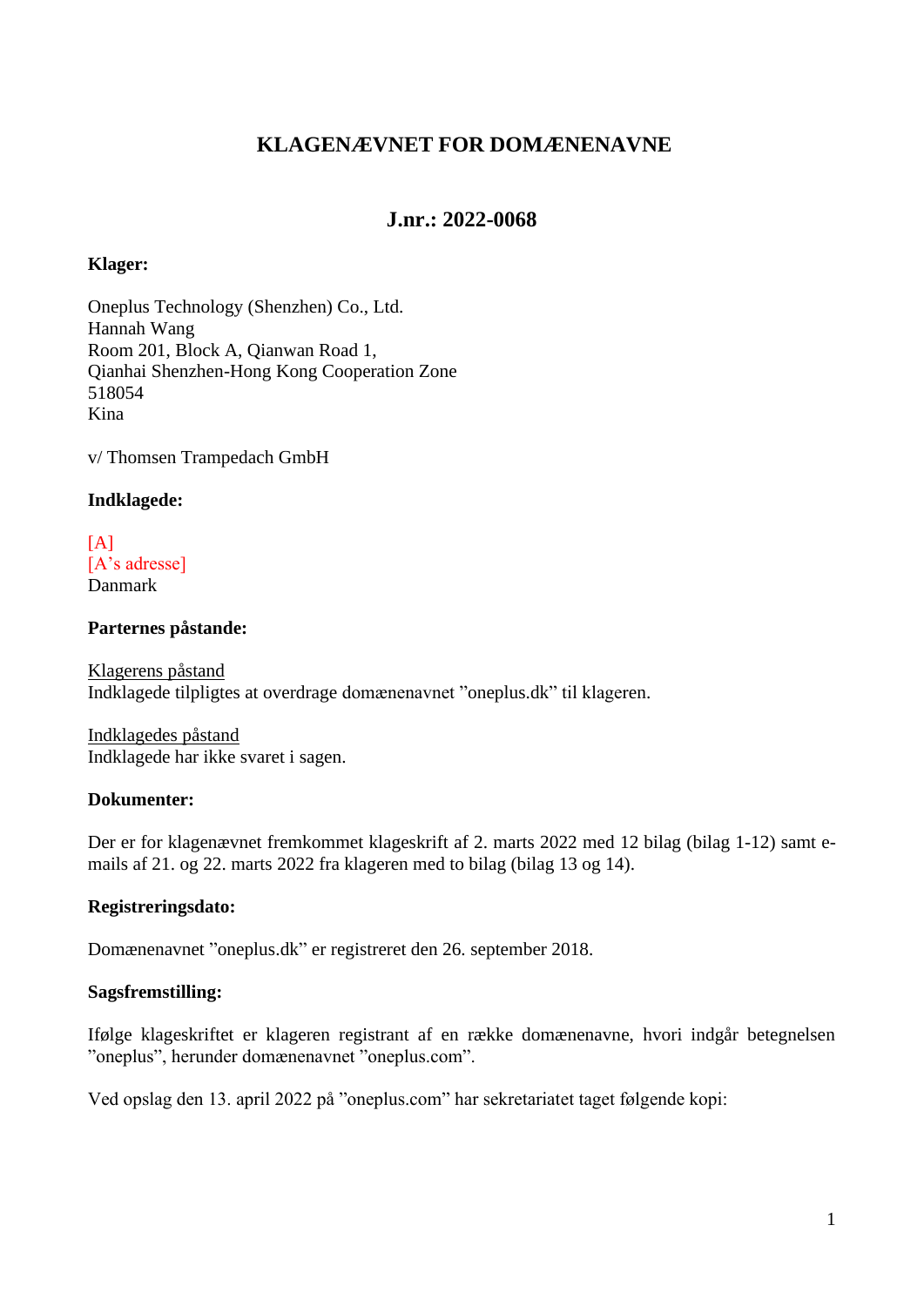# KLAGENÆVNET FOR DOMÆNENAVNE

## J.nr.: 2022-0068

**Klager:**

Oneplus Technology (Shenzhen) Co., Ltd.
Hannah Wang
Room 201, Block A, Qianwan Road 1,
Qianhai Shenzhen-Hong Kong Cooperation Zone
518054
Kina

v/ Thomsen Trampedach GmbH

**Indklagede:**

[A]
[A's adresse]
Danmark

**Parternes påstande:**

Klagerens påstand
Indklagede tilpligtes at overdrage domænenavnet "oneplus.dk" til klageren.

Indklagedes påstand
Indklagede har ikke svaret i sagen.

**Dokumenter:**

Der er for klagenævnet fremkommet klageskrift af 2. marts 2022 med 12 bilag (bilag 1-12) samt e-mails af 21. og 22. marts 2022 fra klageren med to bilag (bilag 13 og 14).

**Registreringsdato:**

Domænenavnet "oneplus.dk" er registreret den 26. september 2018.

**Sagsfremstilling:**

Ifølge klageskriftet er klageren registrant af en række domænenavne, hvori indgår betegnelsen "oneplus", herunder domænenavnet "oneplus.com".

Ved opslag den 13. april 2022 på "oneplus.com" har sekretariatet taget følgende kopi: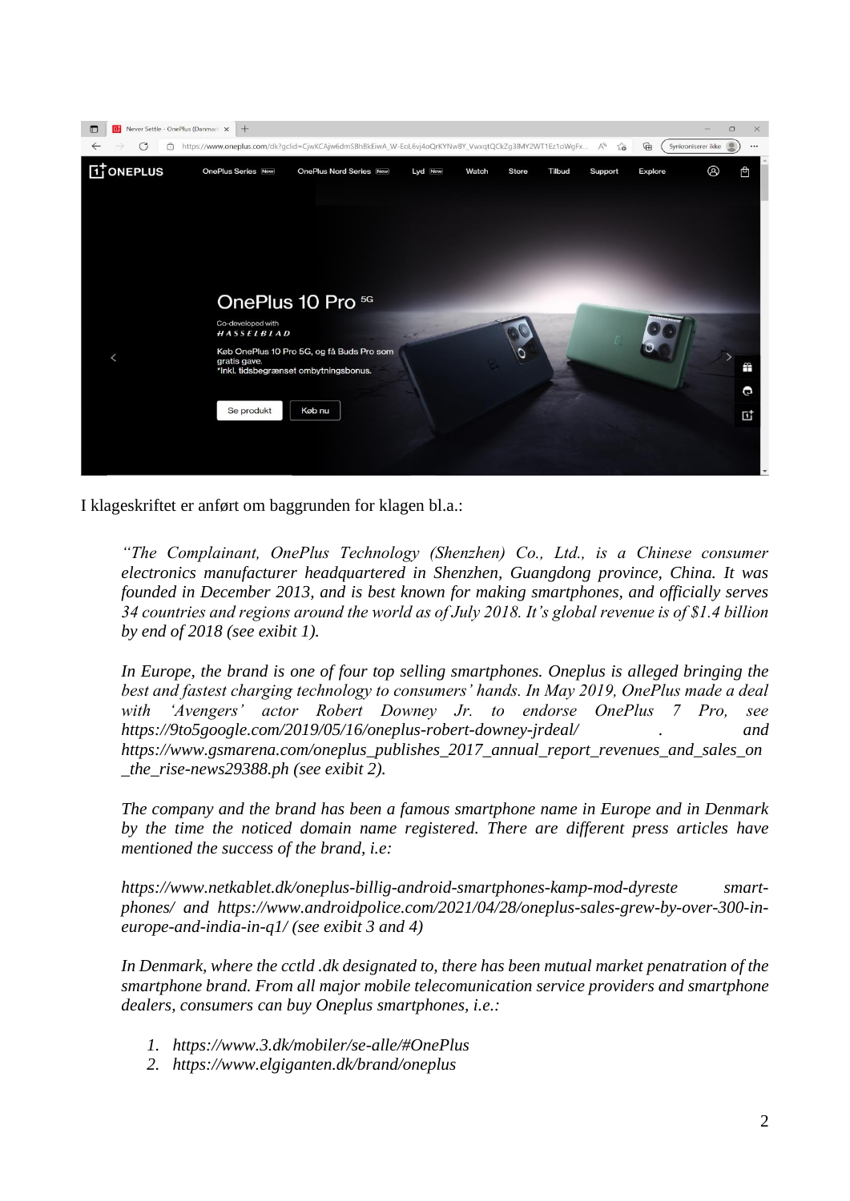I klageskriftet er anført om baggrunden for klagen bl.a.:

> *"The Complainant, OnePlus Technology (Shenzhen) Co., Ltd., is a Chinese consumer electronics manufacturer headquartered in Shenzhen, Guangdong province, China. It was founded in December 2013, and is best known for making smartphones, and officially serves 34 countries and regions around the world as of July 2018. It's global revenue is of $1.4 billion by end of 2018 (see exibit 1).*
>
> *In Europe, the brand is one of four top selling smartphones. Oneplus is alleged bringing the best and fastest charging technology to consumers' hands. In May 2019, OnePlus made a deal with 'Avengers' actor Robert Downey Jr. to endorse OnePlus 7 Pro, see https://9to5google.com/2019/05/16/oneplus-robert-downey-jrdeal/ . and https://www.gsmarena.com/oneplus_publishes_2017_annual_report_revenues_and_sales_on_the_rise-news29388.ph (see exibit 2).*
>
> *The company and the brand has been a famous smartphone name in Europe and in Denmark by the time the noticed domain name registered. There are different press articles have mentioned the success of the brand, i.e:*
>
> *https://www.netkablet.dk/oneplus-billig-android-smartphones-kamp-mod-dyreste smart-phones/ and https://www.androidpolice.com/2021/04/28/oneplus-sales-grew-by-over-300-in-europe-and-india-in-q1/ (see exibit 3 and 4)*
>
> *In Denmark, where the cctld .dk designated to, there has been mutual market penatration of the smartphone brand. From all major mobile telecomunication service providers and smartphone dealers, consumers can buy Oneplus smartphones, i.e.:*
>
> 1. *https://www.3.dk/mobiler/se-alle/#OnePlus*
> 2. *https://www.elgiganten.dk/brand/oneplus*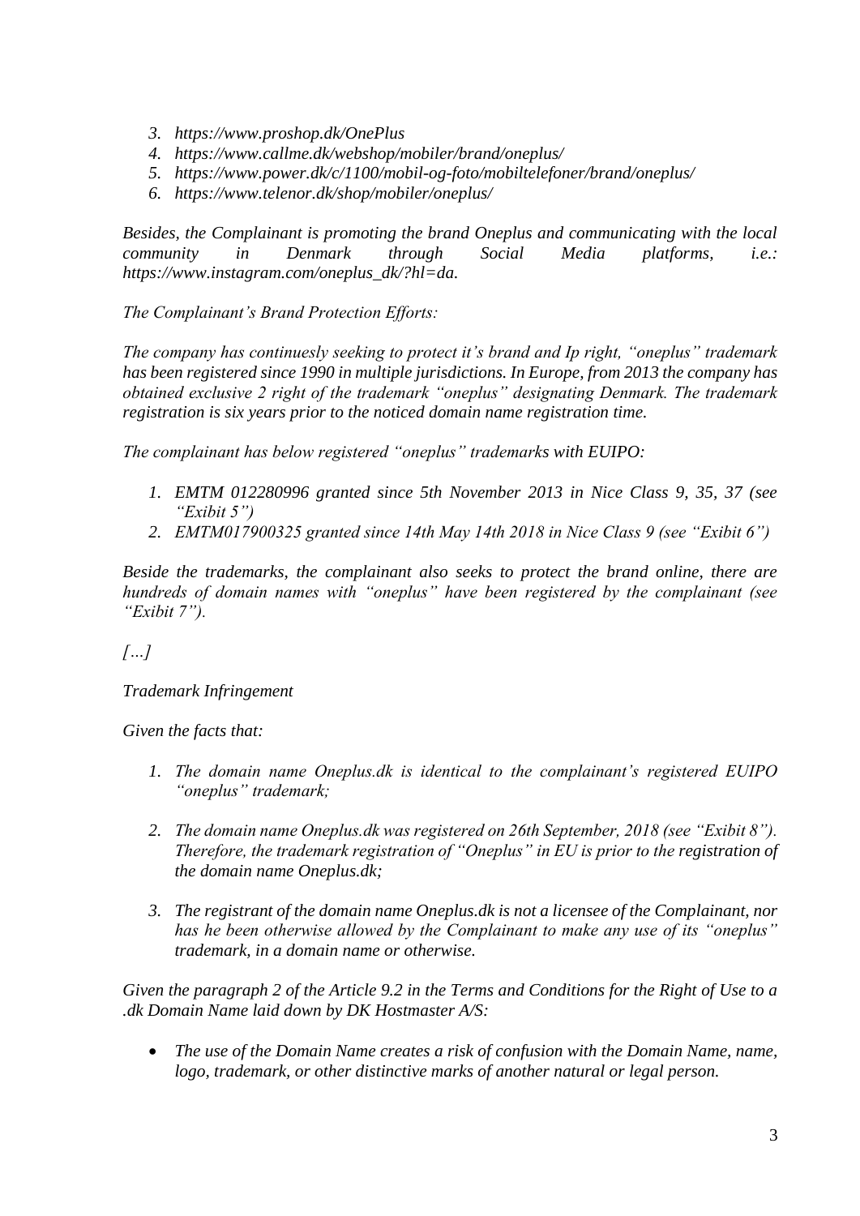3. *https://www.proshop.dk/OnePlus*
4. *https://www.callme.dk/webshop/mobiler/brand/oneplus/*
5. *https://www.power.dk/c/1100/mobil-og-foto/mobiltelefoner/brand/oneplus/*
6. *https://www.telenor.dk/shop/mobiler/oneplus/*

*Besides, the Complainant is promoting the brand Oneplus and communicating with the local community in Denmark through Social Media platforms, i.e.: https://www.instagram.com/oneplus_dk/?hl=da.*

*The Complainant's Brand Protection Efforts:*

*The company has continuesly seeking to protect it's brand and Ip right, "oneplus" trademark has been registered since 1990 in multiple jurisdictions. In Europe, from 2013 the company has obtained exclusive 2 right of the trademark "oneplus" designating Denmark. The trademark registration is six years prior to the noticed domain name registration time.*

*The complainant has below registered "oneplus" trademarks with EUIPO:*

1. *EMTM 012280996 granted since 5th November 2013 in Nice Class 9, 35, 37 (see "Exibit 5")*
2. *EMTM017900325 granted since 14th May 14th 2018 in Nice Class 9 (see "Exibit 6")*

*Beside the trademarks, the complainant also seeks to protect the brand online, there are hundreds of domain names with "oneplus" have been registered by the complainant (see "Exibit 7").*

*[…]*

*Trademark Infringement*

*Given the facts that:*

1. *The domain name Oneplus.dk is identical to the complainant's registered EUIPO "oneplus" trademark;*

2. *The domain name Oneplus.dk was registered on 26th September, 2018 (see "Exibit 8"). Therefore, the trademark registration of "Oneplus" in EU is prior to the registration of the domain name Oneplus.dk;*

3. *The registrant of the domain name Oneplus.dk is not a licensee of the Complainant, nor has he been otherwise allowed by the Complainant to make any use of its "oneplus" trademark, in a domain name or otherwise.*

*Given the paragraph 2 of the Article 9.2 in the Terms and Conditions for the Right of Use to a .dk Domain Name laid down by DK Hostmaster A/S:*

- *The use of the Domain Name creates a risk of confusion with the Domain Name, name, logo, trademark, or other distinctive marks of another natural or legal person.*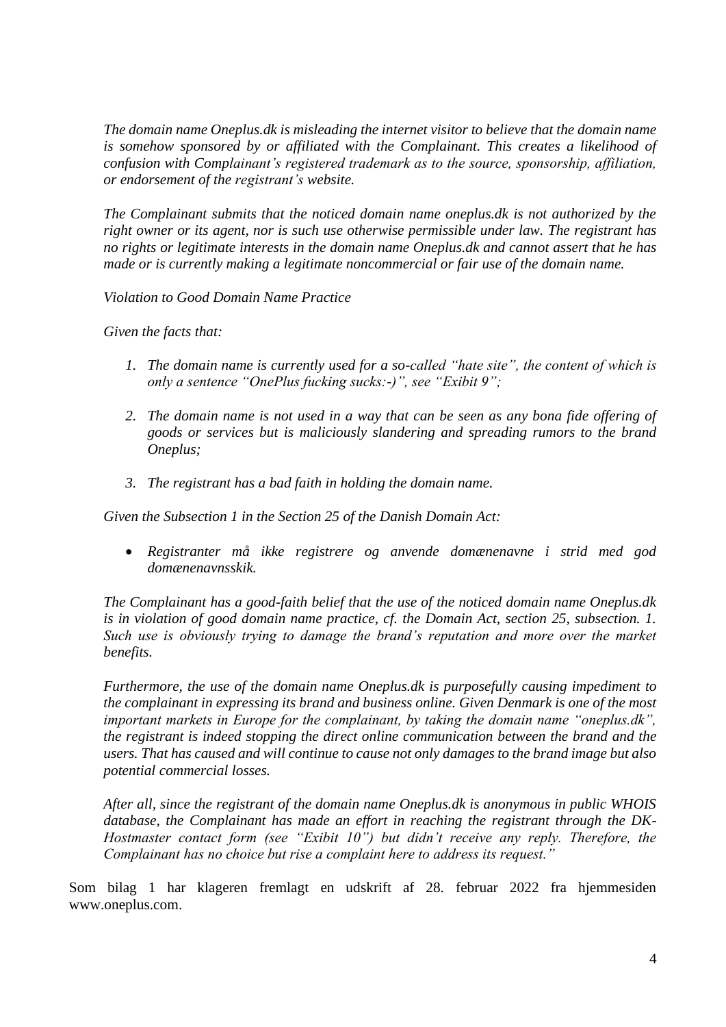*The domain name Oneplus.dk is misleading the internet visitor to believe that the domain name is somehow sponsored by or affiliated with the Complainant. This creates a likelihood of confusion with Complainant's registered trademark as to the source, sponsorship, affiliation, or endorsement of the registrant's website.*

*The Complainant submits that the noticed domain name oneplus.dk is not authorized by the right owner or its agent, nor is such use otherwise permissible under law. The registrant has no rights or legitimate interests in the domain name Oneplus.dk and cannot assert that he has made or is currently making a legitimate noncommercial or fair use of the domain name.*

*Violation to Good Domain Name Practice*

*Given the facts that:*

1. *The domain name is currently used for a so-called "hate site", the content of which is only a sentence "OnePlus fucking sucks:-)", see "Exibit 9";*

2. *The domain name is not used in a way that can be seen as any bona fide offering of goods or services but is maliciously slandering and spreading rumors to the brand Oneplus;*

3. *The registrant has a bad faith in holding the domain name.*

*Given the Subsection 1 in the Section 25 of the Danish Domain Act:*

- *Registranter må ikke registrere og anvende domænenavne i strid med god domænenavnsskik.*

*The Complainant has a good-faith belief that the use of the noticed domain name Oneplus.dk is in violation of good domain name practice, cf. the Domain Act, section 25, subsection. 1. Such use is obviously trying to damage the brand's reputation and more over the market benefits.*

*Furthermore, the use of the domain name Oneplus.dk is purposefully causing impediment to the complainant in expressing its brand and business online. Given Denmark is one of the most important markets in Europe for the complainant, by taking the domain name "oneplus.dk", the registrant is indeed stopping the direct online communication between the brand and the users. That has caused and will continue to cause not only damages to the brand image but also potential commercial losses.*

*After all, since the registrant of the domain name Oneplus.dk is anonymous in public WHOIS database, the Complainant has made an effort in reaching the registrant through the DK-Hostmaster contact form (see "Exibit 10") but didn't receive any reply. Therefore, the Complainant has no choice but rise a complaint here to address its request."*

Som bilag 1 har klageren fremlagt en udskrift af 28. februar 2022 fra hjemmesiden www.oneplus.com.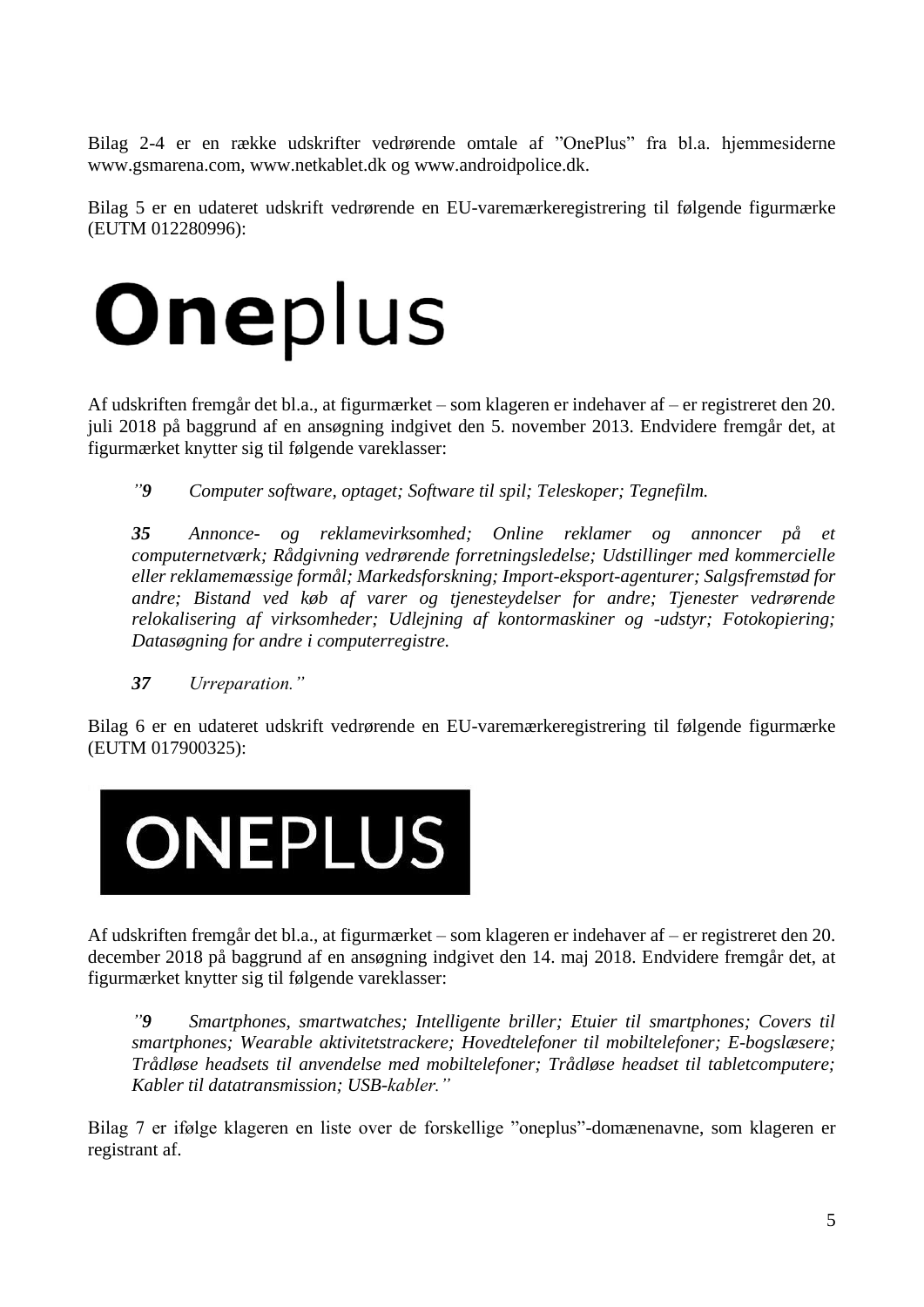Bilag 2-4 er en række udskrifter vedrørende omtale af ”OnePlus” fra bl.a. hjemmesiderne www.gsmarena.com, www.netkablet.dk og www.androidpolice.dk.

Bilag 5 er en udateret udskrift vedrørende en EU-varemærkeregistrering til følgende figurmærke (EUTM 012280996):

**One**plus

Af udskriften fremgår det bl.a., at figurmærket – som klageren er indehaver af – er registreret den 20. juli 2018 på baggrund af en ansøgning indgivet den 5. november 2013. Endvidere fremgår det, at figurmærket knytter sig til følgende vareklasser:

> *”**9** Computer software, optaget; Software til spil; Teleskoper; Tegnefilm.*
>
> ***35** Annonce- og reklamevirksomhed; Online reklamer og annoncer på et computernetværk; Rådgivning vedrørende forretningsledelse; Udstillinger med kommercielle eller reklamemæssige formål; Markedsforskning; Import-eksport-agenturer; Salgsfremstød for andre; Bistand ved køb af varer og tjenesteydelser for andre; Tjenester vedrørende relokalisering af virksomheder; Udlejning af kontormaskiner og -udstyr; Fotokopiering; Datasøgning for andre i computerregistre.*
>
> ***37** Urreparation.”*

Bilag 6 er en udateret udskrift vedrørende en EU-varemærkeregistrering til følgende figurmærke (EUTM 017900325):

ONEPLUS

Af udskriften fremgår det bl.a., at figurmærket – som klageren er indehaver af – er registreret den 20. december 2018 på baggrund af en ansøgning indgivet den 14. maj 2018. Endvidere fremgår det, at figurmærket knytter sig til følgende vareklasser:

> *”**9** Smartphones, smartwatches; Intelligente briller; Etuier til smartphones; Covers til smartphones; Wearable aktivitetstrackere; Hovedtelefoner til mobiltelefoner; E-bogslæsere; Trådløse headsets til anvendelse med mobiltelefoner; Trådløse headset til tabletcomputere; Kabler til datatransmission; USB-kabler.”*

Bilag 7 er ifølge klageren en liste over de forskellige ”oneplus”-domænenavne, som klageren er registrant af.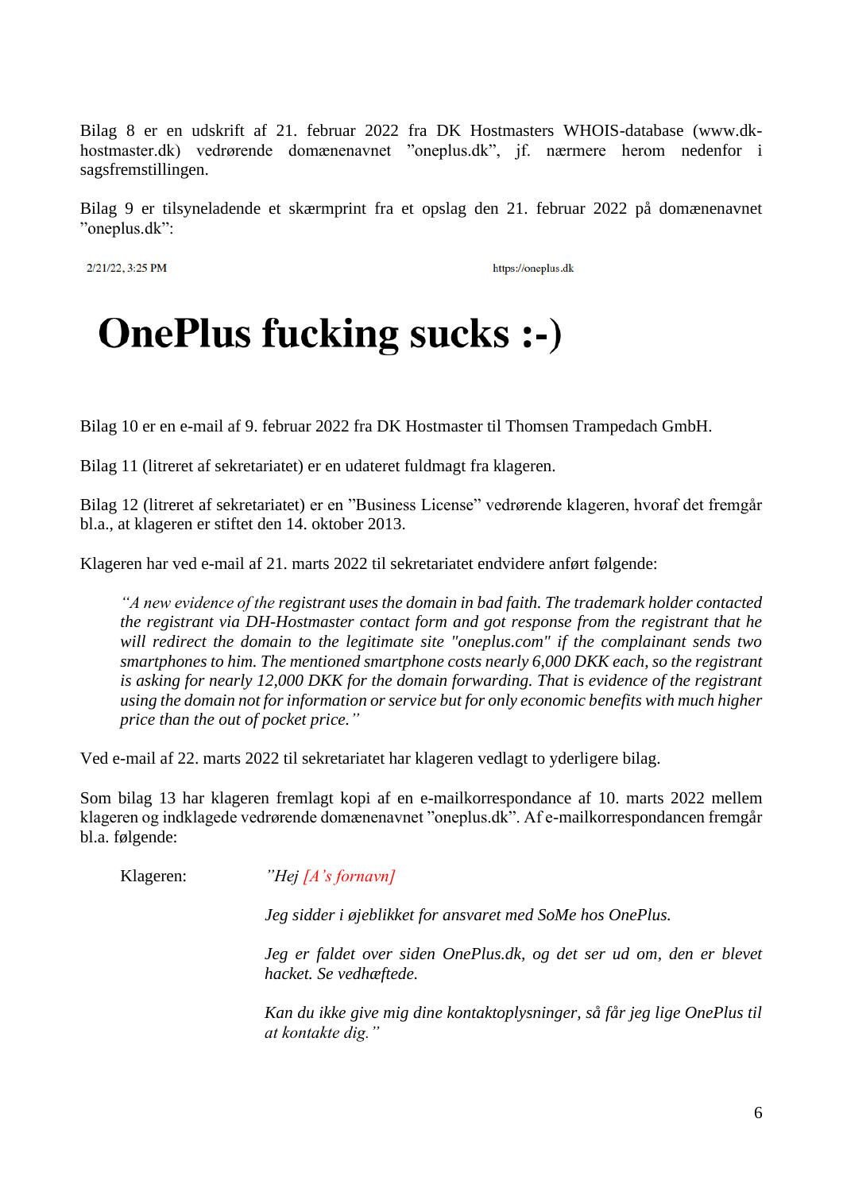Bilag 8 er en udskrift af 21. februar 2022 fra DK Hostmasters WHOIS-database (www.dk-hostmaster.dk) vedrørende domænenavnet ”oneplus.dk”, jf. nærmere herom nedenfor i sagsfremstillingen.

Bilag 9 er tilsyneladende et skærmprint fra et opslag den 21. februar 2022 på domænenavnet ”oneplus.dk”:

2/21/22, 3:25 PM https://oneplus.dk

# OnePlus fucking sucks :-)

Bilag 10 er en e-mail af 9. februar 2022 fra DK Hostmaster til Thomsen Trampedach GmbH.

Bilag 11 (litreret af sekretariatet) er en udateret fuldmagt fra klageren.

Bilag 12 (litreret af sekretariatet) er en ”Business License” vedrørende klageren, hvoraf det fremgår bl.a., at klageren er stiftet den 14. oktober 2013.

Klageren har ved e-mail af 21. marts 2022 til sekretariatet endvidere anført følgende:

> *“A new evidence of the registrant uses the domain in bad faith. The trademark holder contacted the registrant via DH-Hostmaster contact form and got response from the registrant that he will redirect the domain to the legitimate site "oneplus.com" if the complainant sends two smartphones to him. The mentioned smartphone costs nearly 6,000 DKK each, so the registrant is asking for nearly 12,000 DKK for the domain forwarding. That is evidence of the registrant using the domain not for information or service but for only economic benefits with much higher price than the out of pocket price.”*

Ved e-mail af 22. marts 2022 til sekretariatet har klageren vedlagt to yderligere bilag.

Som bilag 13 har klageren fremlagt kopi af en e-mailkorrespondance af 10. marts 2022 mellem klageren og indklagede vedrørende domænenavnet ”oneplus.dk”. Af e-mailkorrespondancen fremgår bl.a. følgende:

Klageren: *”Hej [A's fornavn]*

*Jeg sidder i øjeblikket for ansvaret med SoMe hos OnePlus.*

*Jeg er faldet over siden OnePlus.dk, og det ser ud om, den er blevet hacket. Se vedhæftede.*

*Kan du ikke give mig dine kontaktoplysninger, så får jeg lige OnePlus til at kontakte dig.”*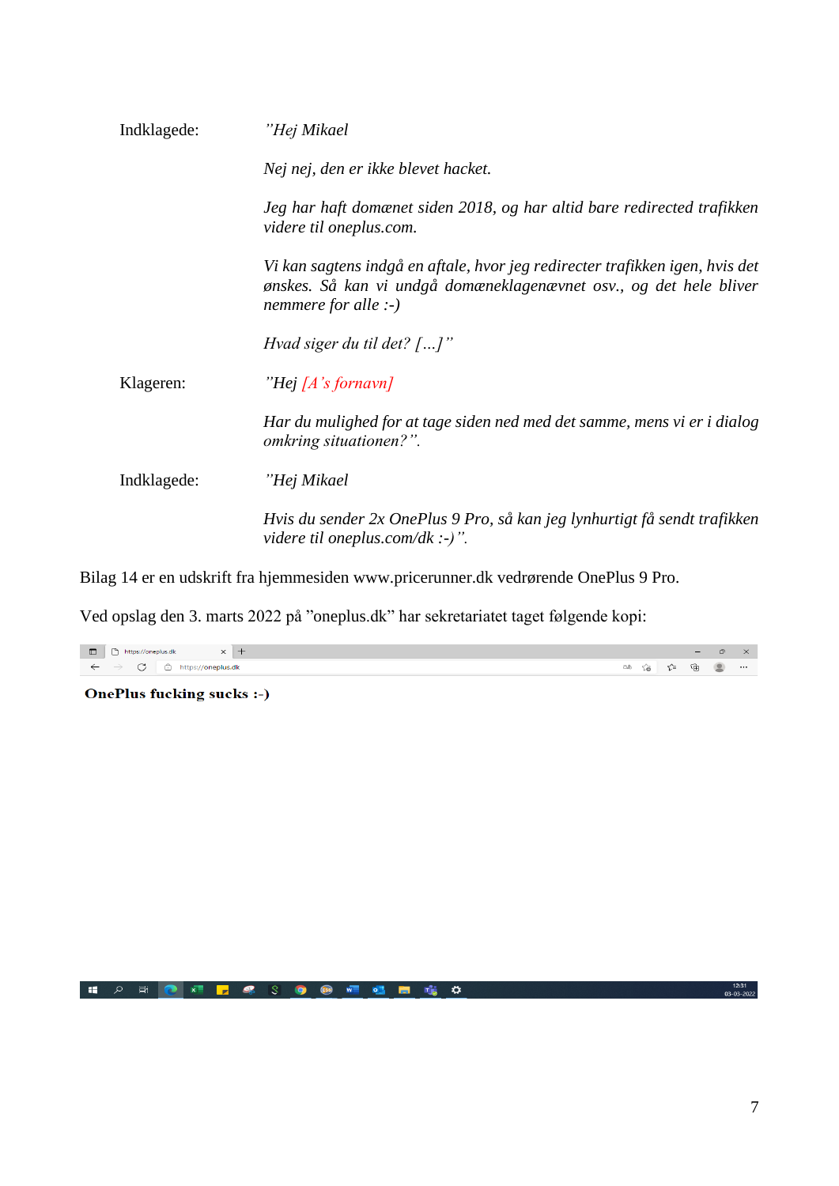Indklagede: *"Hej Mikael*

*Nej nej, den er ikke blevet hacket.*

*Jeg har haft domænet siden 2018, og har altid bare redirected trafikken videre til oneplus.com.*

*Vi kan sagtens indgå en aftale, hvor jeg redirecter trafikken igen, hvis det ønskes. Så kan vi undgå domæneklagenævnet osv., og det hele bliver nemmere for alle :-)*

*Hvad siger du til det? […]"*

Klageren: *"Hej [A's fornavn]*

*Har du mulighed for at tage siden ned med det samme, mens vi er i dialog omkring situationen?".*

Indklagede: *"Hej Mikael*

*Hvis du sender 2x OnePlus 9 Pro, så kan jeg lynhurtigt få sendt trafikken videre til oneplus.com/dk :-)".*

Bilag 14 er en udskrift fra hjemmesiden www.pricerunner.dk vedrørende OnePlus 9 Pro.

Ved opslag den 3. marts 2022 på "oneplus.dk" har sekretariatet taget følgende kopi:

https://oneplus.dk

**OnePlus fucking sucks :-)**

12:31
03-03-2022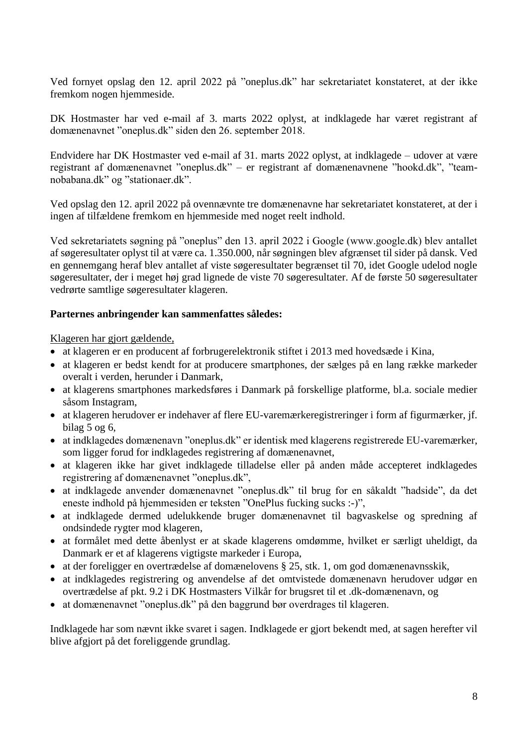Ved fornyet opslag den 12. april 2022 på ”oneplus.dk” har sekretariatet konstateret, at der ikke fremkom nogen hjemmeside.

DK Hostmaster har ved e-mail af 3. marts 2022 oplyst, at indklagede har været registrant af domænenavnet ”oneplus.dk” siden den 26. september 2018.

Endvidere har DK Hostmaster ved e-mail af 31. marts 2022 oplyst, at indklagede – udover at være registrant af domænenavnet ”oneplus.dk” – er registrant af domænenavnene ”hookd.dk”, ”team-nobabana.dk” og ”stationaer.dk”.

Ved opslag den 12. april 2022 på ovennævnte tre domænenavne har sekretariatet konstateret, at der i ingen af tilfældene fremkom en hjemmeside med noget reelt indhold.

Ved sekretariatets søgning på ”oneplus” den 13. april 2022 i Google (www.google.dk) blev antallet af søgeresultater oplyst til at være ca. 1.350.000, når søgningen blev afgrænset til sider på dansk. Ved en gennemgang heraf blev antallet af viste søgeresultater begrænset til 70, idet Google udelod nogle søgeresultater, der i meget høj grad lignede de viste 70 søgeresultater. Af de første 50 søgeresultater vedrørte samtlige søgeresultater klageren.

**Parternes anbringender kan sammenfattes således:**

<u>Klageren har gjort gældende,</u>

- at klageren er en producent af forbrugerelektronik stiftet i 2013 med hovedsæde i Kina,
- at klageren er bedst kendt for at producere smartphones, der sælges på en lang række markeder overalt i verden, herunder i Danmark,
- at klagerens smartphones markedsføres i Danmark på forskellige platforme, bl.a. sociale medier såsom Instagram,
- at klageren herudover er indehaver af flere EU-varemærkeregistreringer i form af figurmærker, jf. bilag 5 og 6,
- at indklagedes domænenavn ”oneplus.dk” er identisk med klagerens registrerede EU-varemærker, som ligger forud for indklagedes registrering af domænenavnet,
- at klageren ikke har givet indklagede tilladelse eller på anden måde accepteret indklagedes registrering af domænenavnet ”oneplus.dk”,
- at indklagede anvender domænenavnet ”oneplus.dk” til brug for en såkaldt ”hadside”, da det eneste indhold på hjemmesiden er teksten ”OnePlus fucking sucks :-)”,
- at indklagede dermed udelukkende bruger domænenavnet til bagvaskelse og spredning af ondsindede rygter mod klageren,
- at formålet med dette åbenlyst er at skade klagerens omdømme, hvilket er særligt uheldigt, da Danmark er et af klagerens vigtigste markeder i Europa,
- at der foreligger en overtrædelse af domænelovens § 25, stk. 1, om god domænenavnsskik,
- at indklagedes registrering og anvendelse af det omtvistede domænenavn herudover udgør en overtrædelse af pkt. 9.2 i DK Hostmasters Vilkår for brugsret til et .dk-domænenavn, og
- at domænenavnet ”oneplus.dk” på den baggrund bør overdrages til klageren.

Indklagede har som nævnt ikke svaret i sagen. Indklagede er gjort bekendt med, at sagen herefter vil blive afgjort på det foreliggende grundlag.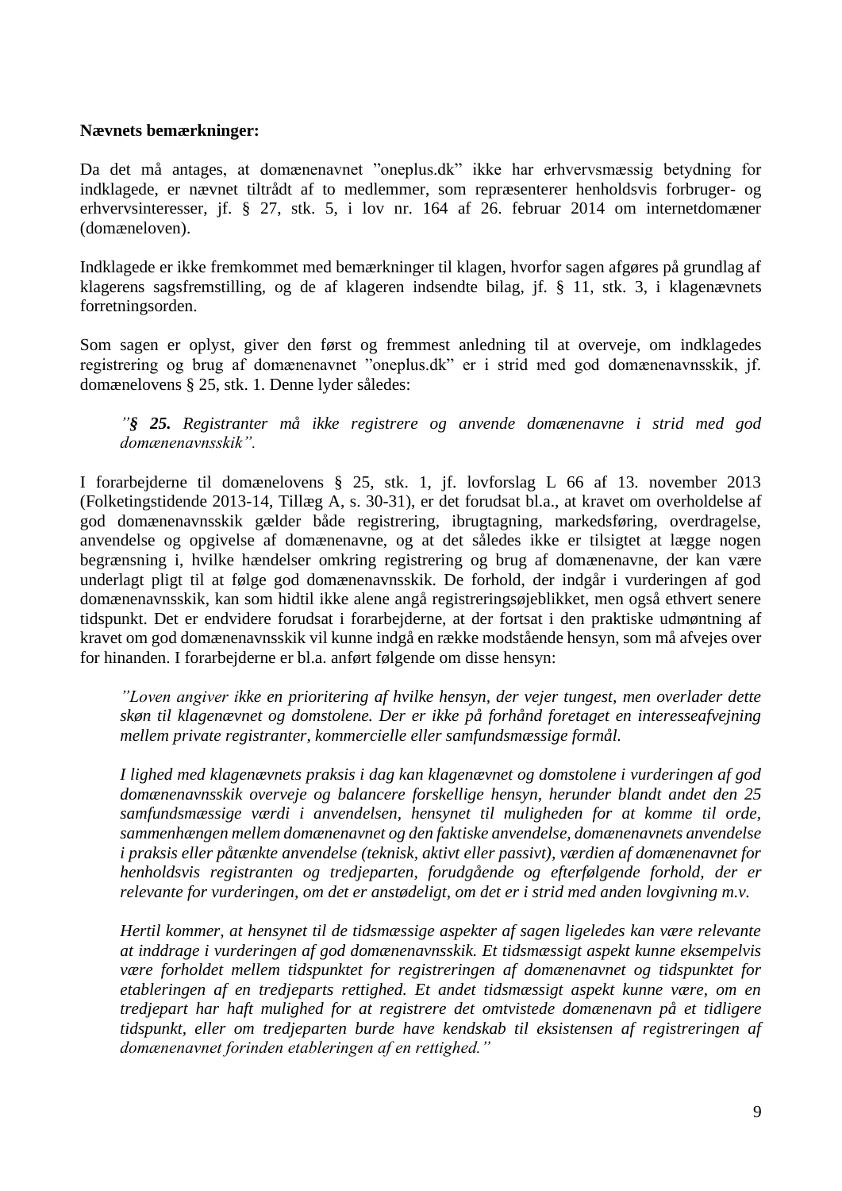**Nævnets bemærkninger:**

Da det må antages, at domænenavnet "oneplus.dk" ikke har erhvervsmæssig betydning for indklagede, er nævnet tiltrådt af to medlemmer, som repræsenterer henholdsvis forbruger- og erhvervsinteresser, jf. § 27, stk. 5, i lov nr. 164 af 26. februar 2014 om internetdomæner (domæneloven).

Indklagede er ikke fremkommet med bemærkninger til klagen, hvorfor sagen afgøres på grundlag af klagerens sagsfremstilling, og de af klageren indsendte bilag, jf. § 11, stk. 3, i klagenævnets forretningsorden.

Som sagen er oplyst, giver den først og fremmest anledning til at overveje, om indklagedes registrering og brug af domænenavnet "oneplus.dk" er i strid med god domænenavnsskik, jf. domænelovens § 25, stk. 1. Denne lyder således:

> *"**§ 25.** Registranter må ikke registrere og anvende domænenavne i strid med god domænenavnsskik".*

I forarbejderne til domænelovens § 25, stk. 1, jf. lovforslag L 66 af 13. november 2013 (Folketingstidende 2013-14, Tillæg A, s. 30-31), er det forudsat bl.a., at kravet om overholdelse af god domænenavnsskik gælder både registrering, ibrugtagning, markedsføring, overdragelse, anvendelse og opgivelse af domænenavne, og at det således ikke er tilsigtet at lægge nogen begrænsning i, hvilke hændelser omkring registrering og brug af domænenavne, der kan være underlagt pligt til at følge god domænenavnsskik. De forhold, der indgår i vurderingen af god domænenavnsskik, kan som hidtil ikke alene angå registreringsøjeblikket, men også ethvert senere tidspunkt. Det er endvidere forudsat i forarbejderne, at der fortsat i den praktiske udmøntning af kravet om god domænenavnsskik vil kunne indgå en række modstående hensyn, som må afvejes over for hinanden. I forarbejderne er bl.a. anført følgende om disse hensyn:

> *"Loven angiver ikke en prioritering af hvilke hensyn, der vejer tungest, men overlader dette skøn til klagenævnet og domstolene. Der er ikke på forhånd foretaget en interesseafvejning mellem private registranter, kommercielle eller samfundsmæssige formål.*
>
> *I lighed med klagenævnets praksis i dag kan klagenævnet og domstolene i vurderingen af god domænenavnsskik overveje og balancere forskellige hensyn, herunder blandt andet den 25 samfundsmæssige værdi i anvendelsen, hensynet til muligheden for at komme til orde, sammenhængen mellem domænenavnet og den faktiske anvendelse, domænenavnets anvendelse i praksis eller påtænkte anvendelse (teknisk, aktivt eller passivt), værdien af domænenavnet for henholdsvis registranten og tredjeparten, forudgående og efterfølgende forhold, der er relevante for vurderingen, om det er anstødeligt, om det er i strid med anden lovgivning m.v.*
>
> *Hertil kommer, at hensynet til de tidsmæssige aspekter af sagen ligeledes kan være relevante at inddrage i vurderingen af god domænenavnsskik. Et tidsmæssigt aspekt kunne eksempelvis være forholdet mellem tidspunktet for registreringen af domænenavnet og tidspunktet for etableringen af en tredjeparts rettighed. Et andet tidsmæssigt aspekt kunne være, om en tredjepart har haft mulighed for at registrere det omtvistede domænenavn på et tidligere tidspunkt, eller om tredjeparten burde have kendskab til eksistensen af registreringen af domænenavnet forinden etableringen af en rettighed."*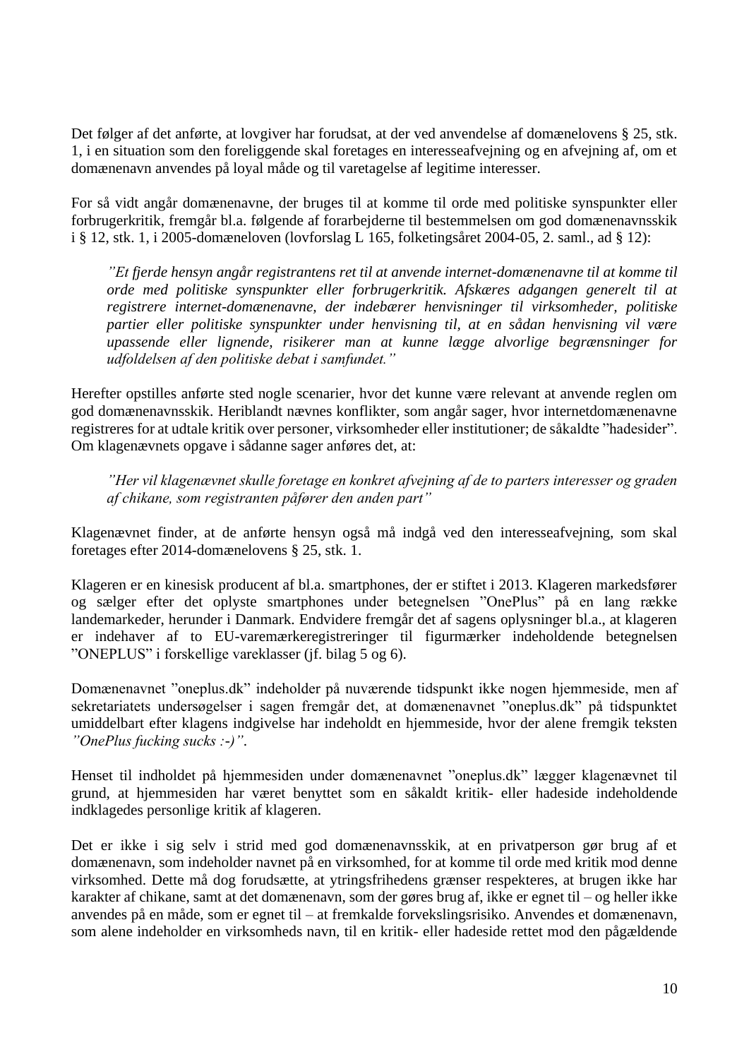Det følger af det anførte, at lovgiver har forudsat, at der ved anvendelse af domænelovens § 25, stk. 1, i en situation som den foreliggende skal foretages en interesseafvejning og en afvejning af, om et domænenavn anvendes på loyal måde og til varetagelse af legitime interesser.

For så vidt angår domænenavne, der bruges til at komme til orde med politiske synspunkter eller forbrugerkritik, fremgår bl.a. følgende af forarbejderne til bestemmelsen om god domænenavnsskik i § 12, stk. 1, i 2005-domæneloven (lovforslag L 165, folketingsåret 2004-05, 2. saml., ad § 12):

> *"Et fjerde hensyn angår registrantens ret til at anvende internet-domænenavne til at komme til orde med politiske synspunkter eller forbrugerkritik. Afskæres adgangen generelt til at registrere internet-domænenavne, der indebærer henvisninger til virksomheder, politiske partier eller politiske synspunkter under henvisning til, at en sådan henvisning vil være upassende eller lignende, risikerer man at kunne lægge alvorlige begrænsninger for udfoldelsen af den politiske debat i samfundet."*

Herefter opstilles anførte sted nogle scenarier, hvor det kunne være relevant at anvende reglen om god domænenavnsskik. Heriblandt nævnes konflikter, som angår sager, hvor internetdomænenavne registreres for at udtale kritik over personer, virksomheder eller institutioner; de såkaldte "hadesider". Om klagenævnets opgave i sådanne sager anføres det, at:

> *"Her vil klagenævnet skulle foretage en konkret afvejning af de to parters interesser og graden af chikane, som registranten påfører den anden part"*

Klagenævnet finder, at de anførte hensyn også må indgå ved den interesseafvejning, som skal foretages efter 2014-domænelovens § 25, stk. 1.

Klageren er en kinesisk producent af bl.a. smartphones, der er stiftet i 2013. Klageren markedsfører og sælger efter det oplyste smartphones under betegnelsen "OnePlus" på en lang række landemarkeder, herunder i Danmark. Endvidere fremgår det af sagens oplysninger bl.a., at klageren er indehaver af to EU-varemærkeregistreringer til figurmærker indeholdende betegnelsen "ONEPLUS" i forskellige vareklasser (jf. bilag 5 og 6).

Domænenavnet "oneplus.dk" indeholder på nuværende tidspunkt ikke nogen hjemmeside, men af sekretariatets undersøgelser i sagen fremgår det, at domænenavnet "oneplus.dk" på tidspunktet umiddelbart efter klagens indgivelse har indeholdt en hjemmeside, hvor der alene fremgik teksten *"OnePlus fucking sucks :-)"*.

Henset til indholdet på hjemmesiden under domænenavnet "oneplus.dk" lægger klagenævnet til grund, at hjemmesiden har været benyttet som en såkaldt kritik- eller hadeside indeholdende indklagedes personlige kritik af klageren.

Det er ikke i sig selv i strid med god domænenavnsskik, at en privatperson gør brug af et domænenavn, som indeholder navnet på en virksomhed, for at komme til orde med kritik mod denne virksomhed. Dette må dog forudsætte, at ytringsfrihedens grænser respekteres, at brugen ikke har karakter af chikane, samt at det domænenavn, som der gøres brug af, ikke er egnet til – og heller ikke anvendes på en måde, som er egnet til – at fremkalde forvekslingsrisiko. Anvendes et domænenavn, som alene indeholder en virksomheds navn, til en kritik- eller hadeside rettet mod den pågældende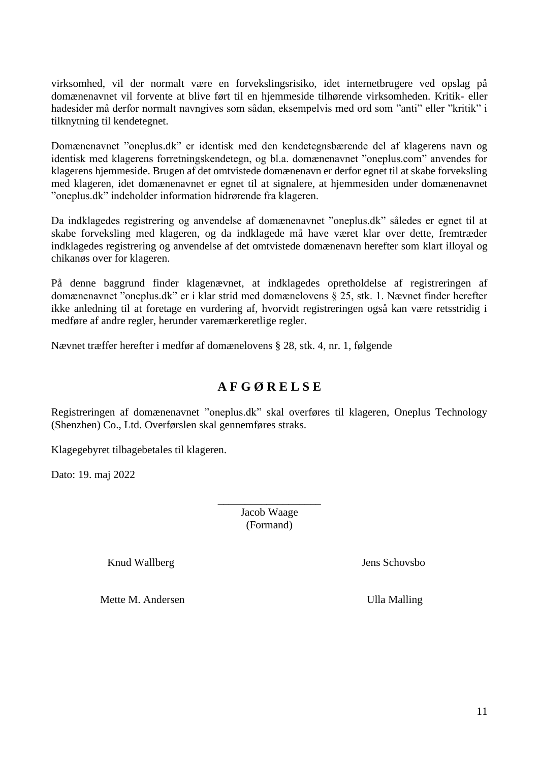virksomhed, vil der normalt være en forvekslingsrisiko, idet internetbrugere ved opslag på domænenavnet vil forvente at blive ført til en hjemmeside tilhørende virksomheden. Kritik- eller hadesider må derfor normalt navngives som sådan, eksempelvis med ord som ”anti” eller ”kritik” i tilknytning til kendetegnet.

Domænenavnet ”oneplus.dk” er identisk med den kendetegnsbærende del af klagerens navn og identisk med klagerens forretningskendetegn, og bl.a. domænenavnet ”oneplus.com” anvendes for klagerens hjemmeside. Brugen af det omtvistede domænenavn er derfor egnet til at skabe forveksling med klageren, idet domænenavnet er egnet til at signalere, at hjemmesiden under domænenavnet ”oneplus.dk” indeholder information hidrørende fra klageren.

Da indklagedes registrering og anvendelse af domænenavnet ”oneplus.dk” således er egnet til at skabe forveksling med klageren, og da indklagede må have været klar over dette, fremtræder indklagedes registrering og anvendelse af det omtvistede domænenavn herefter som klart illoyal og chikanøs over for klageren.

På denne baggrund finder klagenævnet, at indklagedes opretholdelse af registreringen af domænenavnet ”oneplus.dk” er i klar strid med domænelovens § 25, stk. 1. Nævnet finder herefter ikke anledning til at foretage en vurdering af, hvorvidt registreringen også kan være retsstridig i medføre af andre regler, herunder varemærkeretlige regler.

Nævnet træffer herefter i medfør af domænelovens § 28, stk. 4, nr. 1, følgende

## A F G Ø R E L S E

Registreringen af domænenavnet ”oneplus.dk” skal overføres til klageren, Oneplus Technology (Shenzhen) Co., Ltd. Overførslen skal gennemføres straks.

Klagegebyret tilbagebetales til klageren.

Dato: 19. maj 2022

\_\_\_\_\_\_\_\_\_\_\_\_\_\_\_\_\_\_\_

Jacob Waage
(Formand)

Knud Wallberg

Jens Schovsbo

Mette M. Andersen

Ulla Malling